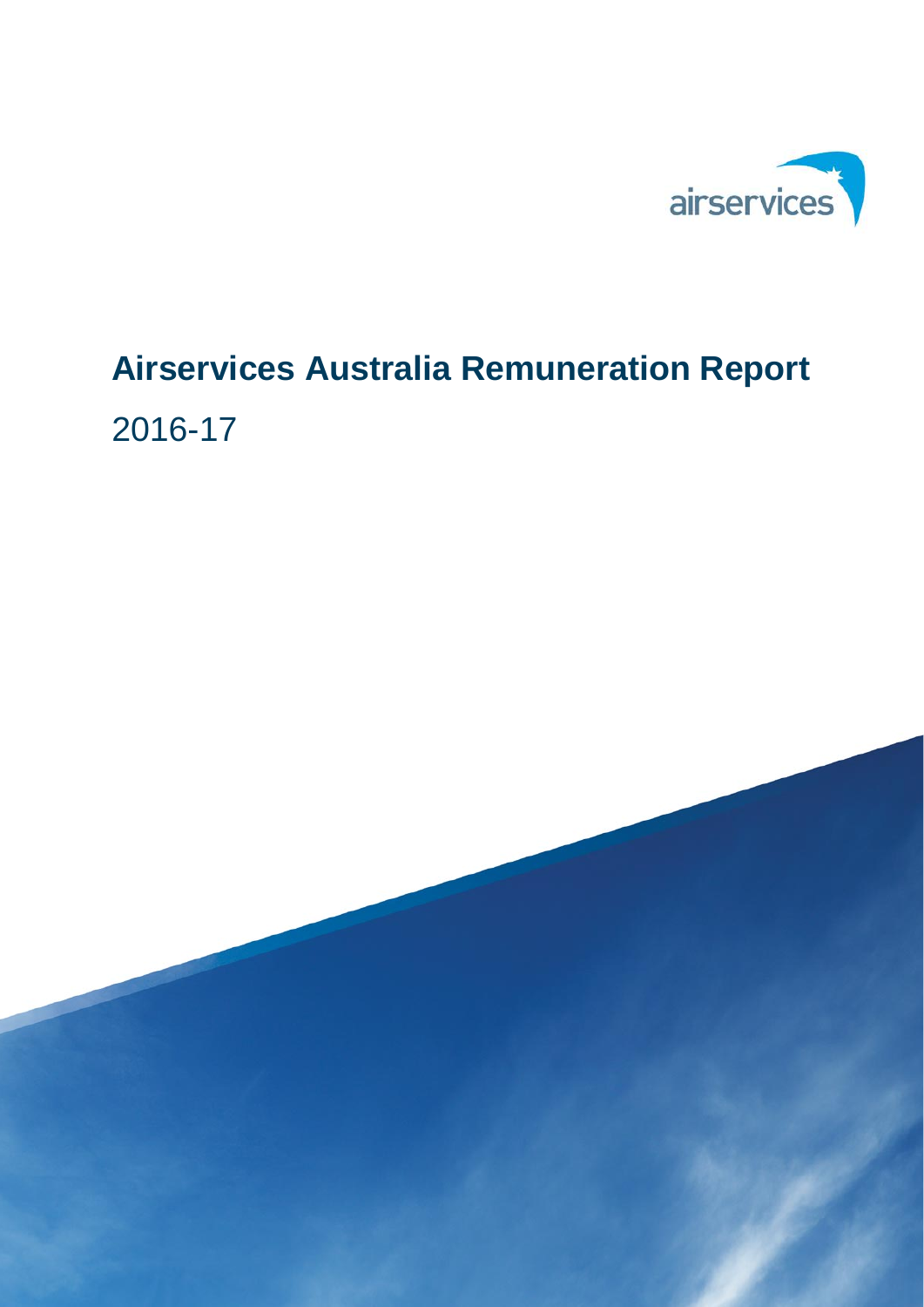airservices

# Airservices Australia Remuneration Report

2016-17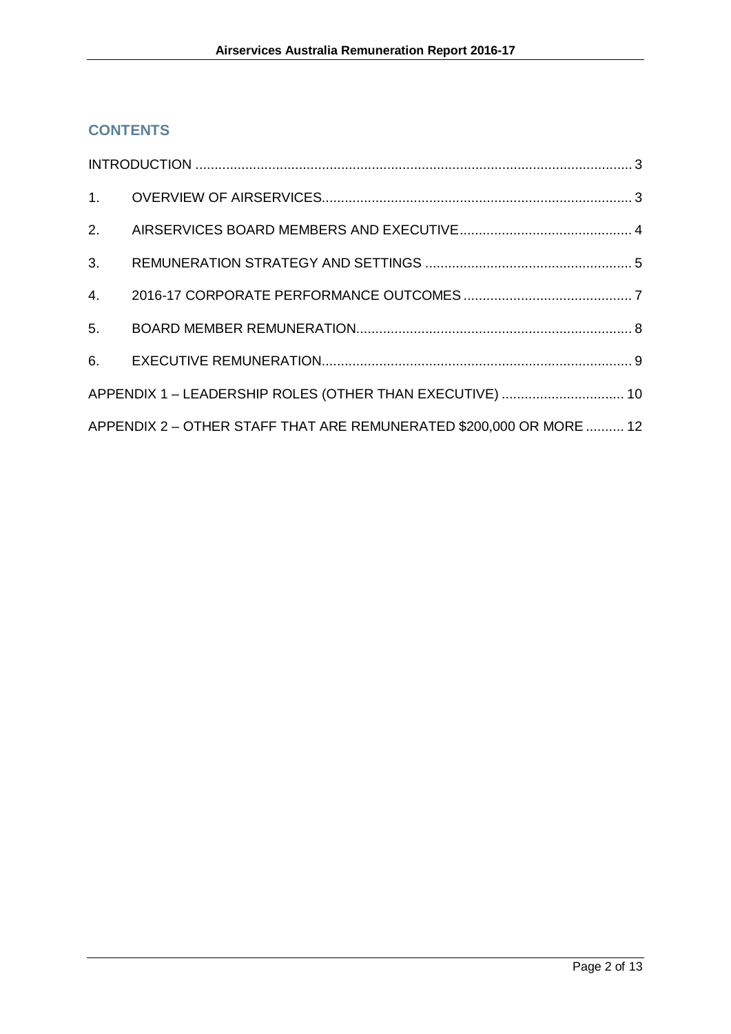## CONTENTS

INTRODUCTION ................................................................................................................. 3

1. OVERVIEW OF AIRSERVICES................................................................................ 3
2. AIRSERVICES BOARD MEMBERS AND EXECUTIVE............................................ 4
3. REMUNERATION STRATEGY AND SETTINGS ..................................................... 5
4. 2016-17 CORPORATE PERFORMANCE OUTCOMES ............................................ 7
5. BOARD MEMBER REMUNERATION....................................................................... 8
6. EXECUTIVE REMUNERATION................................................................................ 9

APPENDIX 1 – LEADERSHIP ROLES (OTHER THAN EXECUTIVE) ................................ 10

APPENDIX 2 – OTHER STAFF THAT ARE REMUNERATED $200,000 OR MORE .......... 12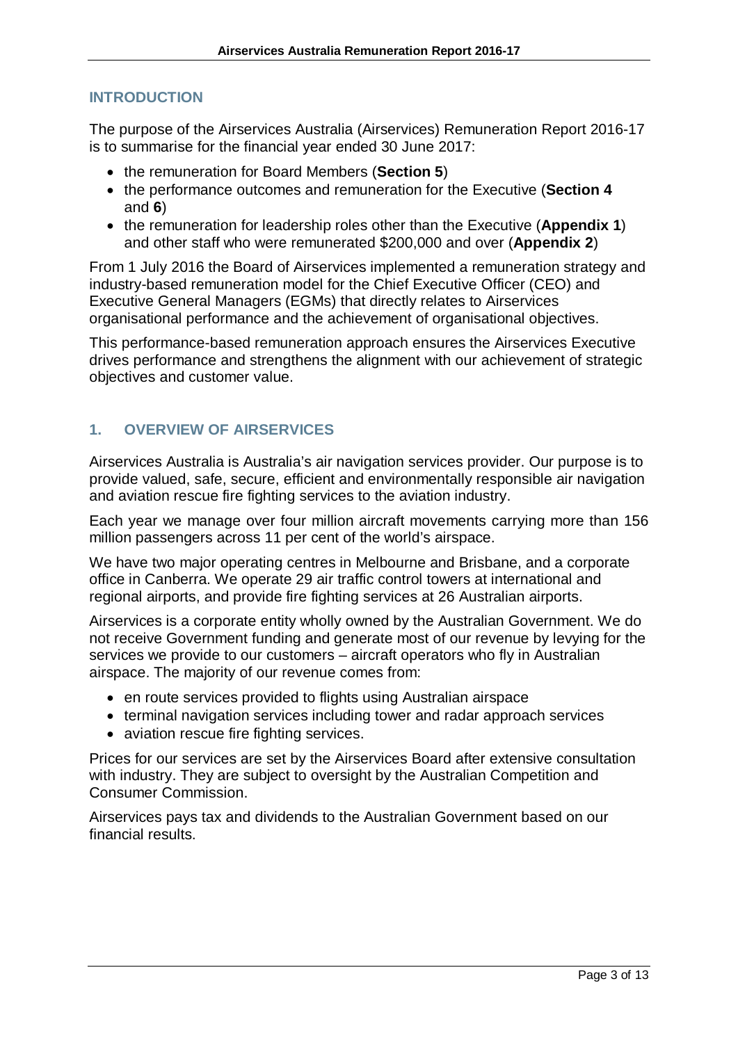## INTRODUCTION

The purpose of the Airservices Australia (Airservices) Remuneration Report 2016-17 is to summarise for the financial year ended 30 June 2017:

- the remuneration for Board Members (**Section 5**)
- the performance outcomes and remuneration for the Executive (**Section 4** and **6**)
- the remuneration for leadership roles other than the Executive (**Appendix 1**) and other staff who were remunerated $200,000 and over (**Appendix 2**)

From 1 July 2016 the Board of Airservices implemented a remuneration strategy and industry-based remuneration model for the Chief Executive Officer (CEO) and Executive General Managers (EGMs) that directly relates to Airservices organisational performance and the achievement of organisational objectives.

This performance-based remuneration approach ensures the Airservices Executive drives performance and strengthens the alignment with our achievement of strategic objectives and customer value.

## 1. OVERVIEW OF AIRSERVICES

Airservices Australia is Australia's air navigation services provider. Our purpose is to provide valued, safe, secure, efficient and environmentally responsible air navigation and aviation rescue fire fighting services to the aviation industry.

Each year we manage over four million aircraft movements carrying more than 156 million passengers across 11 per cent of the world's airspace.

We have two major operating centres in Melbourne and Brisbane, and a corporate office in Canberra. We operate 29 air traffic control towers at international and regional airports, and provide fire fighting services at 26 Australian airports.

Airservices is a corporate entity wholly owned by the Australian Government. We do not receive Government funding and generate most of our revenue by levying for the services we provide to our customers – aircraft operators who fly in Australian airspace. The majority of our revenue comes from:

- en route services provided to flights using Australian airspace
- terminal navigation services including tower and radar approach services
- aviation rescue fire fighting services.

Prices for our services are set by the Airservices Board after extensive consultation with industry. They are subject to oversight by the Australian Competition and Consumer Commission.

Airservices pays tax and dividends to the Australian Government based on our financial results.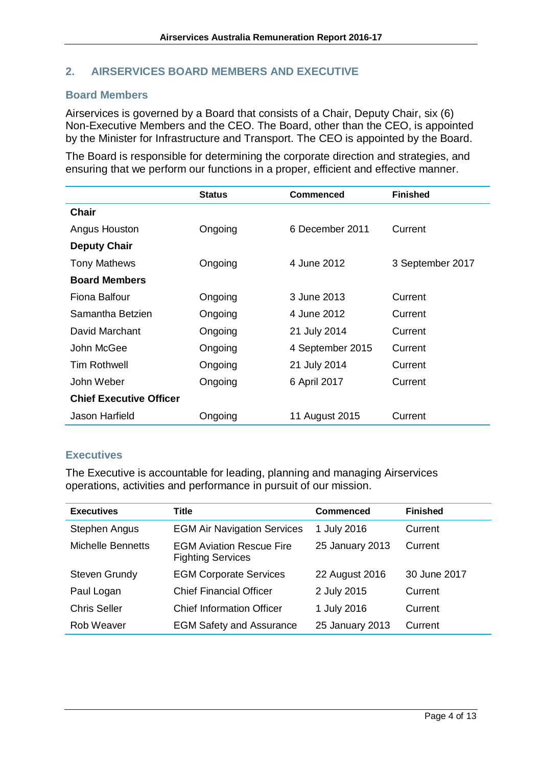## 2. AIRSERVICES BOARD MEMBERS AND EXECUTIVE

### Board Members

Airservices is governed by a Board that consists of a Chair, Deputy Chair, six (6) Non-Executive Members and the CEO. The Board, other than the CEO, is appointed by the Minister for Infrastructure and Transport. The CEO is appointed by the Board.

The Board is responsible for determining the corporate direction and strategies, and ensuring that we perform our functions in a proper, efficient and effective manner.

| | Status | Commenced | Finished |
|---|---|---|---|
| **Chair** | | | |
| Angus Houston | Ongoing | 6 December 2011 | Current |
| **Deputy Chair** | | | |
| Tony Mathews | Ongoing | 4 June 2012 | 3 September 2017 |
| **Board Members** | | | |
| Fiona Balfour | Ongoing | 3 June 2013 | Current |
| Samantha Betzien | Ongoing | 4 June 2012 | Current |
| David Marchant | Ongoing | 21 July 2014 | Current |
| John McGee | Ongoing | 4 September 2015 | Current |
| Tim Rothwell | Ongoing | 21 July 2014 | Current |
| John Weber | Ongoing | 6 April 2017 | Current |
| **Chief Executive Officer** | | | |
| Jason Harfield | Ongoing | 11 August 2015 | Current |

### Executives

The Executive is accountable for leading, planning and managing Airservices operations, activities and performance in pursuit of our mission.

| Executives | Title | Commenced | Finished |
|---|---|---|---|
| Stephen Angus | EGM Air Navigation Services | 1 July 2016 | Current |
| Michelle Bennetts | EGM Aviation Rescue Fire Fighting Services | 25 January 2013 | Current |
| Steven Grundy | EGM Corporate Services | 22 August 2016 | 30 June 2017 |
| Paul Logan | Chief Financial Officer | 2 July 2015 | Current |
| Chris Seller | Chief Information Officer | 1 July 2016 | Current |
| Rob Weaver | EGM Safety and Assurance | 25 January 2013 | Current |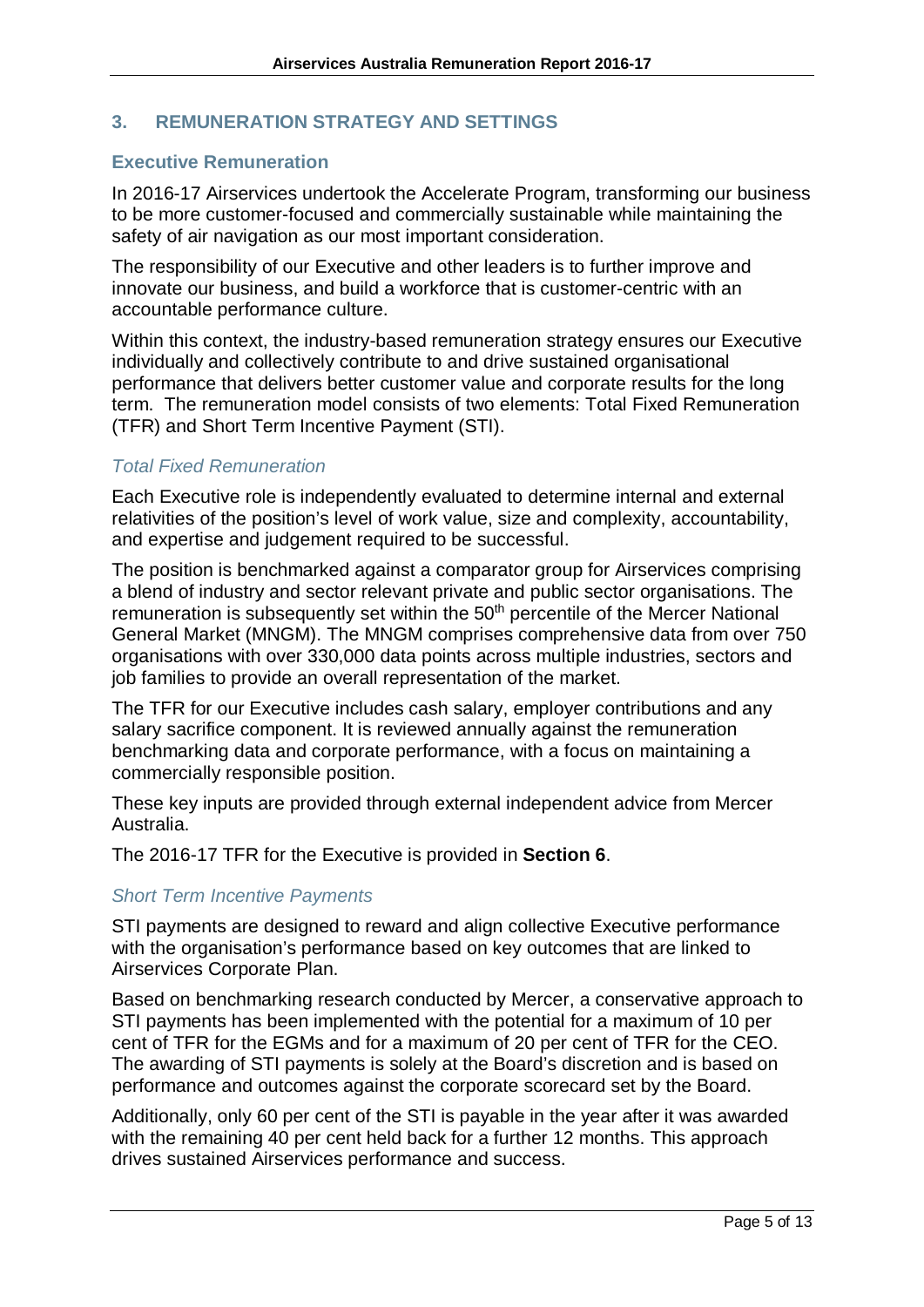## 3. REMUNERATION STRATEGY AND SETTINGS

### Executive Remuneration

In 2016-17 Airservices undertook the Accelerate Program, transforming our business to be more customer-focused and commercially sustainable while maintaining the safety of air navigation as our most important consideration.

The responsibility of our Executive and other leaders is to further improve and innovate our business, and build a workforce that is customer-centric with an accountable performance culture.

Within this context, the industry-based remuneration strategy ensures our Executive individually and collectively contribute to and drive sustained organisational performance that delivers better customer value and corporate results for the long term. The remuneration model consists of two elements: Total Fixed Remuneration (TFR) and Short Term Incentive Payment (STI).

#### *Total Fixed Remuneration*

Each Executive role is independently evaluated to determine internal and external relativities of the position's level of work value, size and complexity, accountability, and expertise and judgement required to be successful.

The position is benchmarked against a comparator group for Airservices comprising a blend of industry and sector relevant private and public sector organisations. The remuneration is subsequently set within the 50th percentile of the Mercer National General Market (MNGM). The MNGM comprises comprehensive data from over 750 organisations with over 330,000 data points across multiple industries, sectors and job families to provide an overall representation of the market.

The TFR for our Executive includes cash salary, employer contributions and any salary sacrifice component. It is reviewed annually against the remuneration benchmarking data and corporate performance, with a focus on maintaining a commercially responsible position.

These key inputs are provided through external independent advice from Mercer Australia.

The 2016-17 TFR for the Executive is provided in **Section 6**.

#### *Short Term Incentive Payments*

STI payments are designed to reward and align collective Executive performance with the organisation's performance based on key outcomes that are linked to Airservices Corporate Plan.

Based on benchmarking research conducted by Mercer, a conservative approach to STI payments has been implemented with the potential for a maximum of 10 per cent of TFR for the EGMs and for a maximum of 20 per cent of TFR for the CEO. The awarding of STI payments is solely at the Board's discretion and is based on performance and outcomes against the corporate scorecard set by the Board.

Additionally, only 60 per cent of the STI is payable in the year after it was awarded with the remaining 40 per cent held back for a further 12 months. This approach drives sustained Airservices performance and success.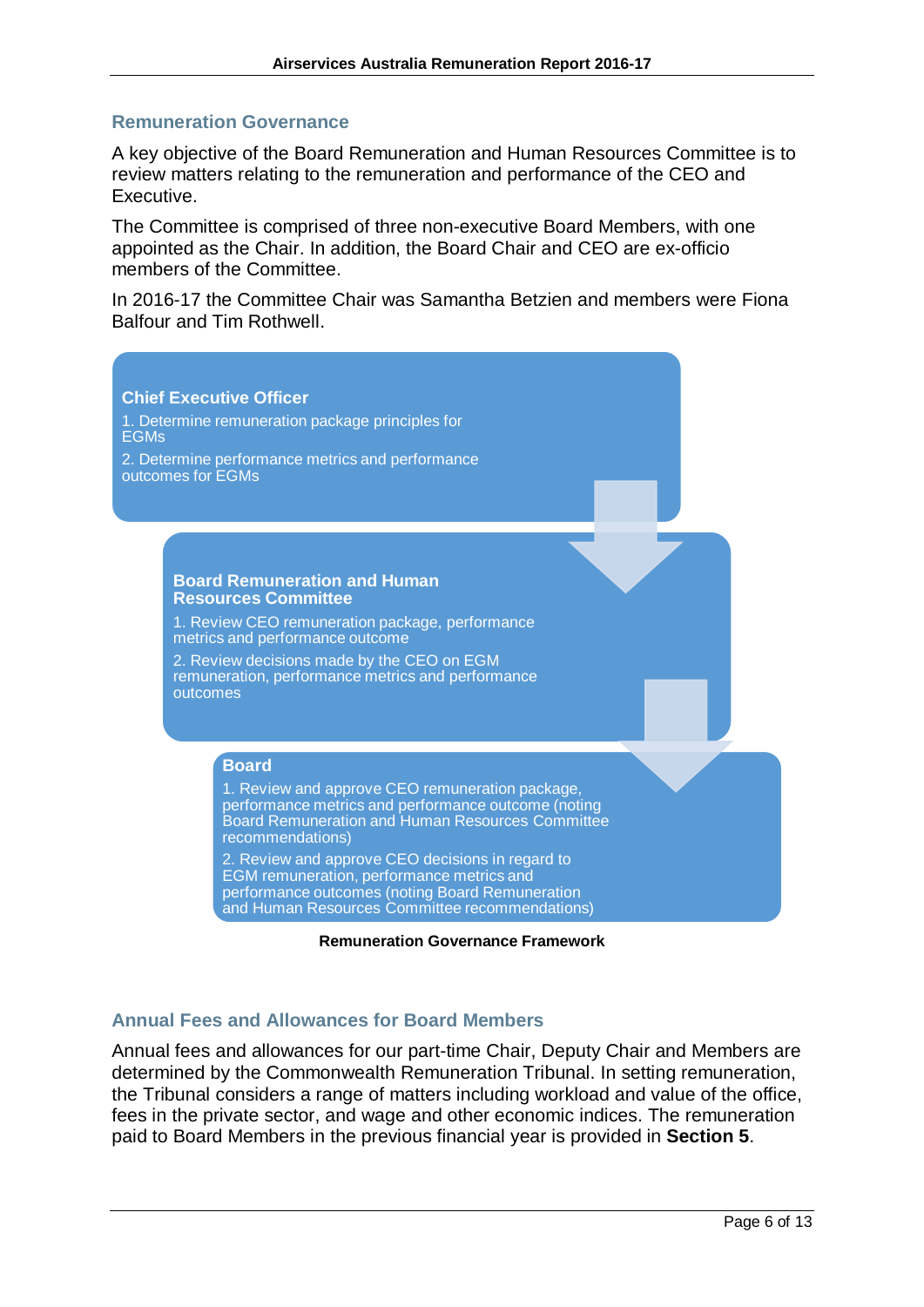## Remuneration Governance

A key objective of the Board Remuneration and Human Resources Committee is to review matters relating to the remuneration and performance of the CEO and Executive.

The Committee is comprised of three non-executive Board Members, with one appointed as the Chair. In addition, the Board Chair and CEO are ex-officio members of the Committee.

In 2016-17 the Committee Chair was Samantha Betzien and members were Fiona Balfour and Tim Rothwell.

**Chief Executive Officer**

1. Determine remuneration package principles for EGMs
2. Determine performance metrics and performance outcomes for EGMs

**Board Remuneration and Human Resources Committee**

1. Review CEO remuneration package, performance metrics and performance outcome
2. Review decisions made by the CEO on EGM remuneration, performance metrics and performance outcomes

**Board**

1. Review and approve CEO remuneration package, performance metrics and performance outcome (noting Board Remuneration and Human Resources Committee recommendations)
2. Review and approve CEO decisions in regard to EGM remuneration, performance metrics and performance outcomes (noting Board Remuneration and Human Resources Committee recommendations)

**Remuneration Governance Framework**

## Annual Fees and Allowances for Board Members

Annual fees and allowances for our part-time Chair, Deputy Chair and Members are determined by the Commonwealth Remuneration Tribunal. In setting remuneration, the Tribunal considers a range of matters including workload and value of the office, fees in the private sector, and wage and other economic indices. The remuneration paid to Board Members in the previous financial year is provided in **Section 5**.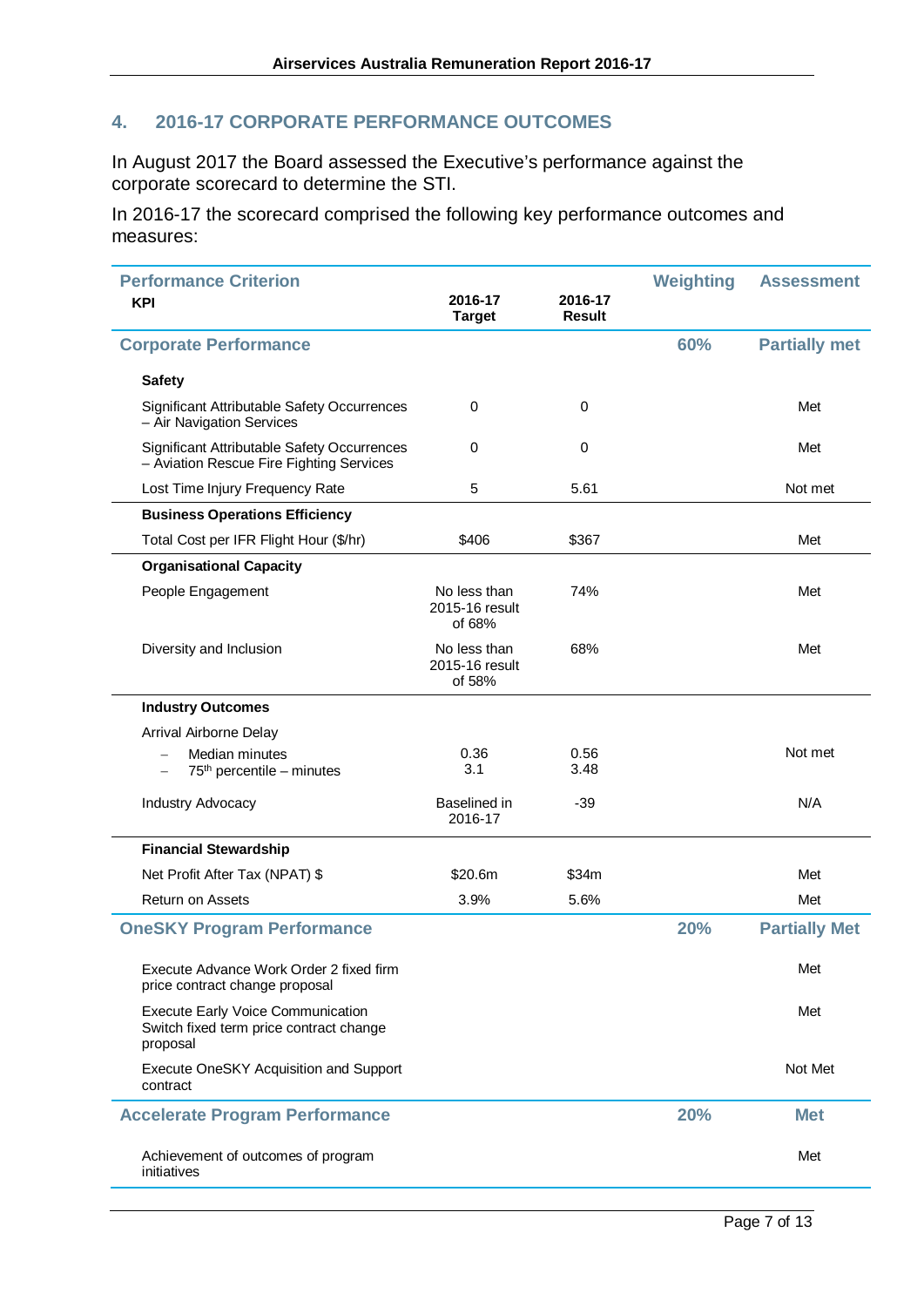## 4. 2016-17 CORPORATE PERFORMANCE OUTCOMES

In August 2017 the Board assessed the Executive's performance against the corporate scorecard to determine the STI.

In 2016-17 the scorecard comprised the following key performance outcomes and measures:

| Performance Criterion<br>KPI | 2016-17 Target | 2016-17 Result | Weighting | Assessment |
|---|---|---|---|---|
| **Corporate Performance** | | | **60%** | **Partially met** |
| **Safety** | | | | |
| Significant Attributable Safety Occurrences – Air Navigation Services | 0 | 0 | | Met |
| Significant Attributable Safety Occurrences – Aviation Rescue Fire Fighting Services | 0 | 0 | | Met |
| Lost Time Injury Frequency Rate | 5 | 5.61 | | Not met |
| **Business Operations Efficiency** | | | | |
| Total Cost per IFR Flight Hour ($/hr) | $406 | $367 | | Met |
| **Organisational Capacity** | | | | |
| People Engagement | No less than 2015-16 result of 68% | 74% | | Met |
| Diversity and Inclusion | No less than 2015-16 result of 58% | 68% | | Met |
| **Industry Outcomes** | | | | |
| Arrival Airborne Delay<br>– Median minutes<br>– 75th percentile – minutes | <br>0.36<br>3.1 | <br>0.56<br>3.48 | | Not met |
| Industry Advocacy | Baselined in 2016-17 | -39 | | N/A |
| **Financial Stewardship** | | | | |
| Net Profit After Tax (NPAT) $ | $20.6m | $34m | | Met |
| Return on Assets | 3.9% | 5.6% | | Met |
| **OneSKY Program Performance** | | | **20%** | **Partially Met** |
| Execute Advance Work Order 2 fixed firm price contract change proposal | | | | Met |
| Execute Early Voice Communication Switch fixed term price contract change proposal | | | | Met |
| Execute OneSKY Acquisition and Support contract | | | | Not Met |
| **Accelerate Program Performance** | | | **20%** | **Met** |
| Achievement of outcomes of program initiatives | | | | Met |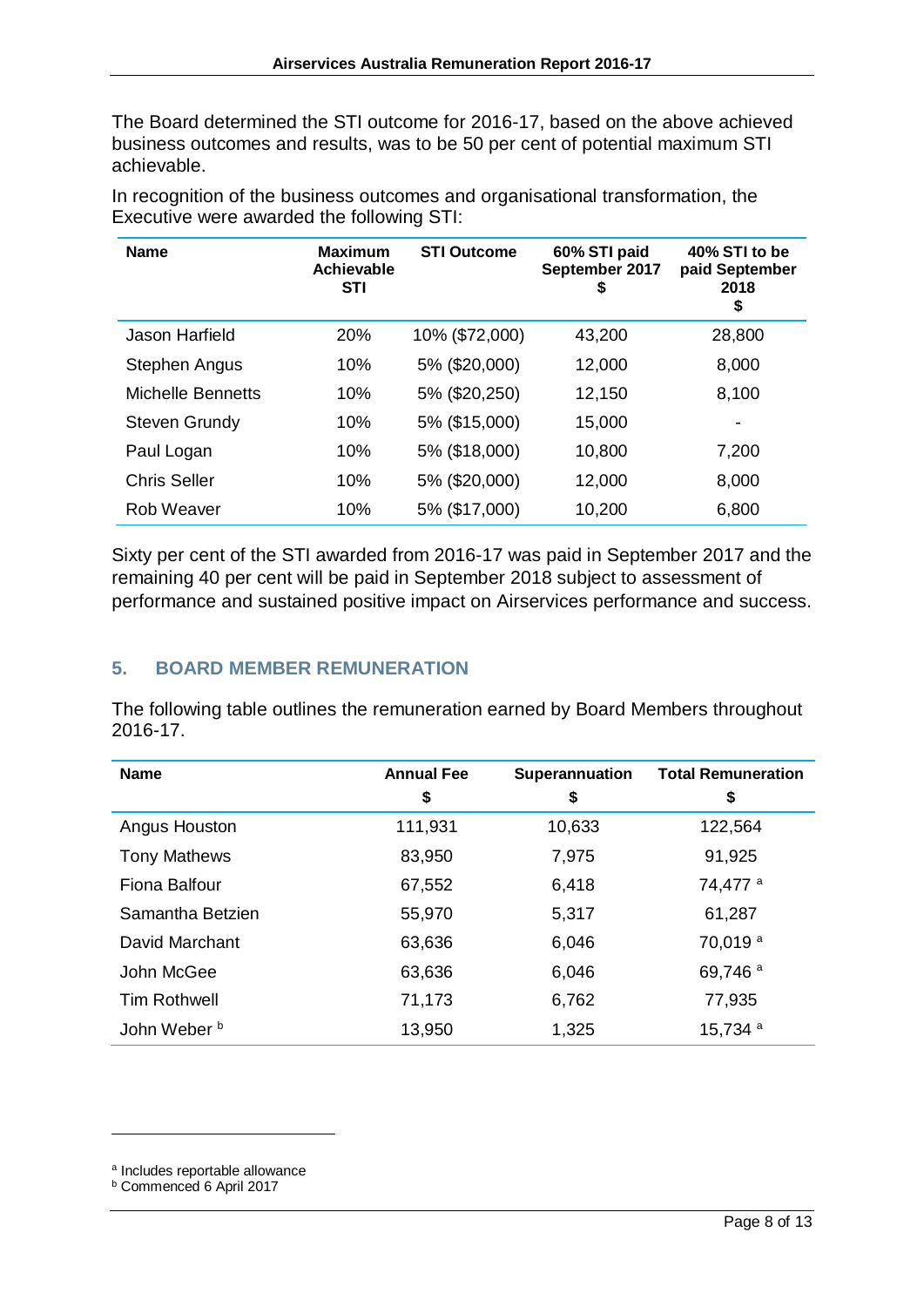The Board determined the STI outcome for 2016-17, based on the above achieved business outcomes and results, was to be 50 per cent of potential maximum STI achievable.

In recognition of the business outcomes and organisational transformation, the Executive were awarded the following STI:

| Name | Maximum Achievable STI | STI Outcome | 60% STI paid September 2017 $ | 40% STI to be paid September 2018 $ |
|---|---|---|---|---|
| Jason Harfield | 20% | 10% ($72,000) | 43,200 | 28,800 |
| Stephen Angus | 10% | 5% ($20,000) | 12,000 | 8,000 |
| Michelle Bennetts | 10% | 5% ($20,250) | 12,150 | 8,100 |
| Steven Grundy | 10% | 5% ($15,000) | 15,000 | - |
| Paul Logan | 10% | 5% ($18,000) | 10,800 | 7,200 |
| Chris Seller | 10% | 5% ($20,000) | 12,000 | 8,000 |
| Rob Weaver | 10% | 5% ($17,000) | 10,200 | 6,800 |

Sixty per cent of the STI awarded from 2016-17 was paid in September 2017 and the remaining 40 per cent will be paid in September 2018 subject to assessment of performance and sustained positive impact on Airservices performance and success.

## 5. BOARD MEMBER REMUNERATION

The following table outlines the remuneration earned by Board Members throughout 2016-17.

| Name | Annual Fee $ | Superannuation $ | Total Remuneration $ |
|---|---|---|---|
| Angus Houston | 111,931 | 10,633 | 122,564 |
| Tony Mathews | 83,950 | 7,975 | 91,925 |
| Fiona Balfour | 67,552 | 6,418 | 74,477 [a] |
| Samantha Betzien | 55,970 | 5,317 | 61,287 |
| David Marchant | 63,636 | 6,046 | 70,019 [a] |
| John McGee | 63,636 | 6,046 | 69,746 [a] |
| Tim Rothwell | 71,173 | 6,762 | 77,935 |
| John Weber [b] | 13,950 | 1,325 | 15,734 [a] |

[a] Includes reportable allowance

[b] Commenced 6 April 2017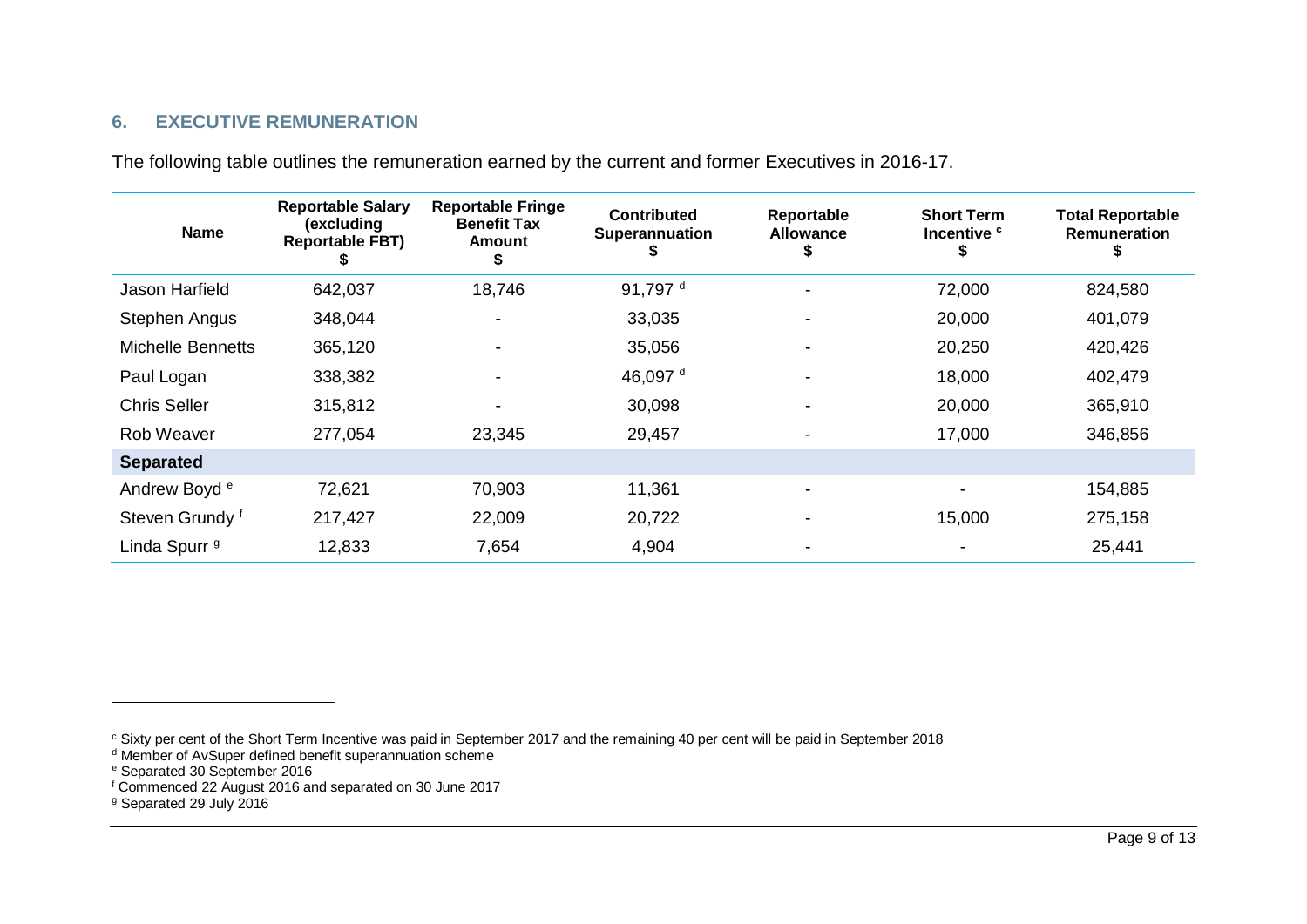## 6. EXECUTIVE REMUNERATION

The following table outlines the remuneration earned by the current and former Executives in 2016-17.

| Name | Reportable Salary (excluding Reportable FBT) $ | Reportable Fringe Benefit Tax Amount $ | Contributed Superannuation $ | Reportable Allowance $ | Short Term Incentive [c] $ | Total Reportable Remuneration $ |
|---|---|---|---|---|---|---|
| Jason Harfield | 642,037 | 18,746 | 91,797 [d] | - | 72,000 | 824,580 |
| Stephen Angus | 348,044 | - | 33,035 | - | 20,000 | 401,079 |
| Michelle Bennetts | 365,120 | - | 35,056 | - | 20,250 | 420,426 |
| Paul Logan | 338,382 | - | 46,097 [d] | - | 18,000 | 402,479 |
| Chris Seller | 315,812 | - | 30,098 | - | 20,000 | 365,910 |
| Rob Weaver | 277,054 | 23,345 | 29,457 | - | 17,000 | 346,856 |
| **Separated** | | | | | | |
| Andrew Boyd [e] | 72,621 | 70,903 | 11,361 | - | - | 154,885 |
| Steven Grundy [f] | 217,427 | 22,009 | 20,722 | - | 15,000 | 275,158 |
| Linda Spurr [g] | 12,833 | 7,654 | 4,904 | - | - | 25,441 |

[c] Sixty per cent of the Short Term Incentive was paid in September 2017 and the remaining 40 per cent will be paid in September 2018

[d] Member of AvSuper defined benefit superannuation scheme

[e] Separated 30 September 2016

[f] Commenced 22 August 2016 and separated on 30 June 2017

[g] Separated 29 July 2016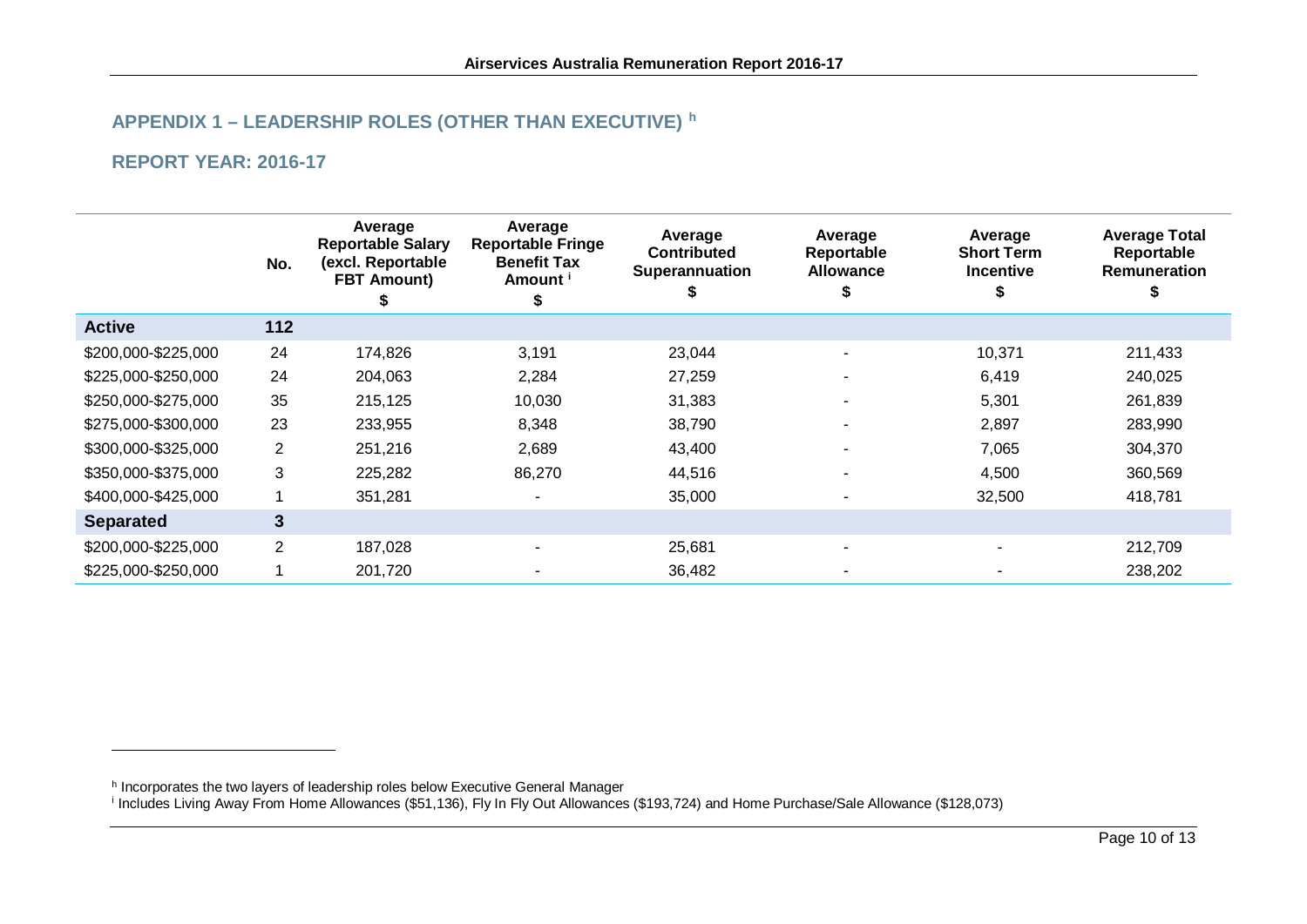## APPENDIX 1 – LEADERSHIP ROLES (OTHER THAN EXECUTIVE) [h]

## REPORT YEAR: 2016-17

| | No. | Average Reportable Salary (excl. Reportable FBT Amount) $ | Average Reportable Fringe Benefit Tax Amount [i] $ | Average Contributed Superannuation $ | Average Reportable Allowance $ | Average Short Term Incentive $ | Average Total Reportable Remuneration $ |
|---|---|---|---|---|---|---|---|
| **Active** | **112** | | | | | | |
| $200,000-$225,000 | 24 | 174,826 | 3,191 | 23,044 | - | 10,371 | 211,433 |
| $225,000-$250,000 | 24 | 204,063 | 2,284 | 27,259 | - | 6,419 | 240,025 |
| $250,000-$275,000 | 35 | 215,125 | 10,030 | 31,383 | - | 5,301 | 261,839 |
| $275,000-$300,000 | 23 | 233,955 | 8,348 | 38,790 | - | 2,897 | 283,990 |
| $300,000-$325,000 | 2 | 251,216 | 2,689 | 43,400 | - | 7,065 | 304,370 |
| $350,000-$375,000 | 3 | 225,282 | 86,270 | 44,516 | - | 4,500 | 360,569 |
| $400,000-$425,000 | 1 | 351,281 | - | 35,000 | - | 32,500 | 418,781 |
| **Separated** | **3** | | | | | | |
| $200,000-$225,000 | 2 | 187,028 | - | 25,681 | - | - | 212,709 |
| $225,000-$250,000 | 1 | 201,720 | - | 36,482 | - | - | 238,202 |

[h] Incorporates the two layers of leadership roles below Executive General Manager

[i] Includes Living Away From Home Allowances ($51,136), Fly In Fly Out Allowances ($193,724) and Home Purchase/Sale Allowance ($128,073)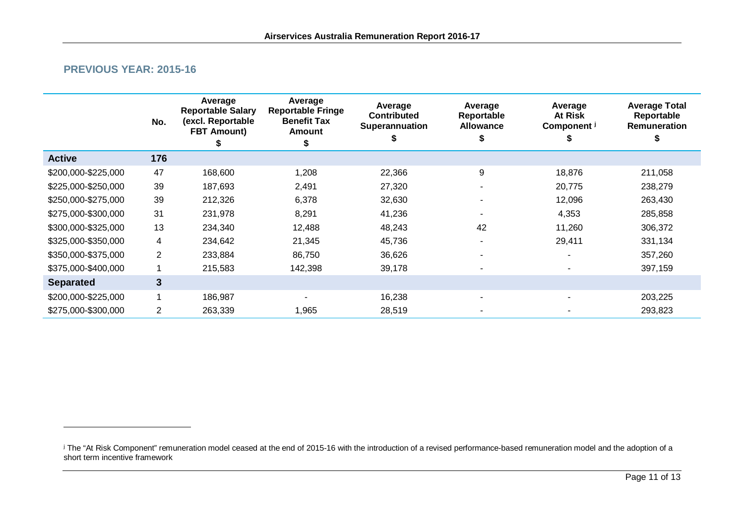## PREVIOUS YEAR: 2015-16

| | No. | Average Reportable Salary (excl. Reportable FBT Amount) $ | Average Reportable Fringe Benefit Tax Amount $ | Average Contributed Superannuation $ | Average Reportable Allowance $ | Average At Risk Component [j] $ | Average Total Reportable Remuneration $ |
|---|---|---|---|---|---|---|---|
| **Active** | **176** | | | | | | |
| $200,000-$225,000 | 47 | 168,600 | 1,208 | 22,366 | 9 | 18,876 | 211,058 |
| $225,000-$250,000 | 39 | 187,693 | 2,491 | 27,320 | - | 20,775 | 238,279 |
| $250,000-$275,000 | 39 | 212,326 | 6,378 | 32,630 | - | 12,096 | 263,430 |
| $275,000-$300,000 | 31 | 231,978 | 8,291 | 41,236 | - | 4,353 | 285,858 |
| $300,000-$325,000 | 13 | 234,340 | 12,488 | 48,243 | 42 | 11,260 | 306,372 |
| $325,000-$350,000 | 4 | 234,642 | 21,345 | 45,736 | - | 29,411 | 331,134 |
| $350,000-$375,000 | 2 | 233,884 | 86,750 | 36,626 | - | - | 357,260 |
| $375,000-$400,000 | 1 | 215,583 | 142,398 | 39,178 | - | - | 397,159 |
| **Separated** | **3** | | | | | | |
| $200,000-$225,000 | 1 | 186,987 | - | 16,238 | - | - | 203,225 |
| $275,000-$300,000 | 2 | 263,339 | 1,965 | 28,519 | - | - | 293,823 |

[j] The "At Risk Component" remuneration model ceased at the end of 2015-16 with the introduction of a revised performance-based remuneration model and the adoption of a short term incentive framework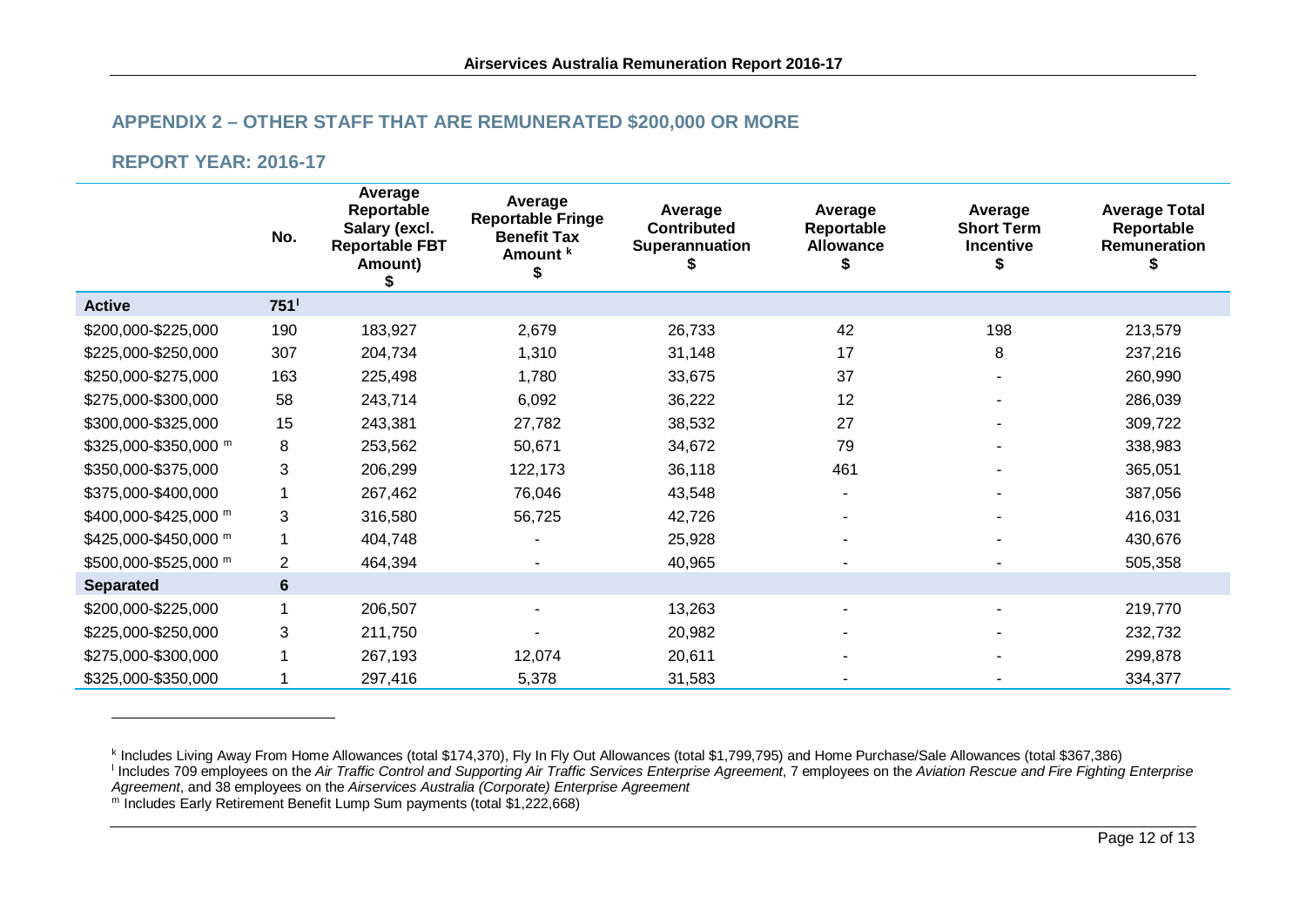## APPENDIX 2 – OTHER STAFF THAT ARE REMUNERATED $200,000 OR MORE

## REPORT YEAR: 2016-17

| | No. | Average Reportable Salary (excl. Reportable FBT Amount) $ | Average Reportable Fringe Benefit Tax Amount [k] $ | Average Contributed Superannuation $ | Average Reportable Allowance $ | Average Short Term Incentive $ | Average Total Reportable Remuneration $ |
|---|---|---|---|---|---|---|---|
| **Active** | **751** [l] | | | | | | |
| $200,000-$225,000 | 190 | 183,927 | 2,679 | 26,733 | 42 | 198 | 213,579 |
| $225,000-$250,000 | 307 | 204,734 | 1,310 | 31,148 | 17 | 8 | 237,216 |
| $250,000-$275,000 | 163 | 225,498 | 1,780 | 33,675 | 37 | - | 260,990 |
| $275,000-$300,000 | 58 | 243,714 | 6,092 | 36,222 | 12 | - | 286,039 |
| $300,000-$325,000 | 15 | 243,381 | 27,782 | 38,532 | 27 | - | 309,722 |
| $325,000-$350,000 [m] | 8 | 253,562 | 50,671 | 34,672 | 79 | - | 338,983 |
| $350,000-$375,000 | 3 | 206,299 | 122,173 | 36,118 | 461 | - | 365,051 |
| $375,000-$400,000 | 1 | 267,462 | 76,046 | 43,548 | - | - | 387,056 |
| $400,000-$425,000 [m] | 3 | 316,580 | 56,725 | 42,726 | - | - | 416,031 |
| $425,000-$450,000 [m] | 1 | 404,748 | - | 25,928 | - | - | 430,676 |
| $500,000-$525,000 [m] | 2 | 464,394 | - | 40,965 | - | - | 505,358 |
| **Separated** | **6** | | | | | | |
| $200,000-$225,000 | 1 | 206,507 | - | 13,263 | - | - | 219,770 |
| $225,000-$250,000 | 3 | 211,750 | - | 20,982 | - | - | 232,732 |
| $275,000-$300,000 | 1 | 267,193 | 12,074 | 20,611 | - | - | 299,878 |
| $325,000-$350,000 | 1 | 297,416 | 5,378 | 31,583 | - | - | 334,377 |

[k] Includes Living Away From Home Allowances (total $174,370), Fly In Fly Out Allowances (total $1,799,795) and Home Purchase/Sale Allowances (total $367,386)

[l] Includes 709 employees on the *Air Traffic Control and Supporting Air Traffic Services Enterprise Agreement*, 7 employees on the *Aviation Rescue and Fire Fighting Enterprise Agreement*, and 38 employees on the *Airservices Australia (Corporate) Enterprise Agreement*

[m] Includes Early Retirement Benefit Lump Sum payments (total $1,222,668)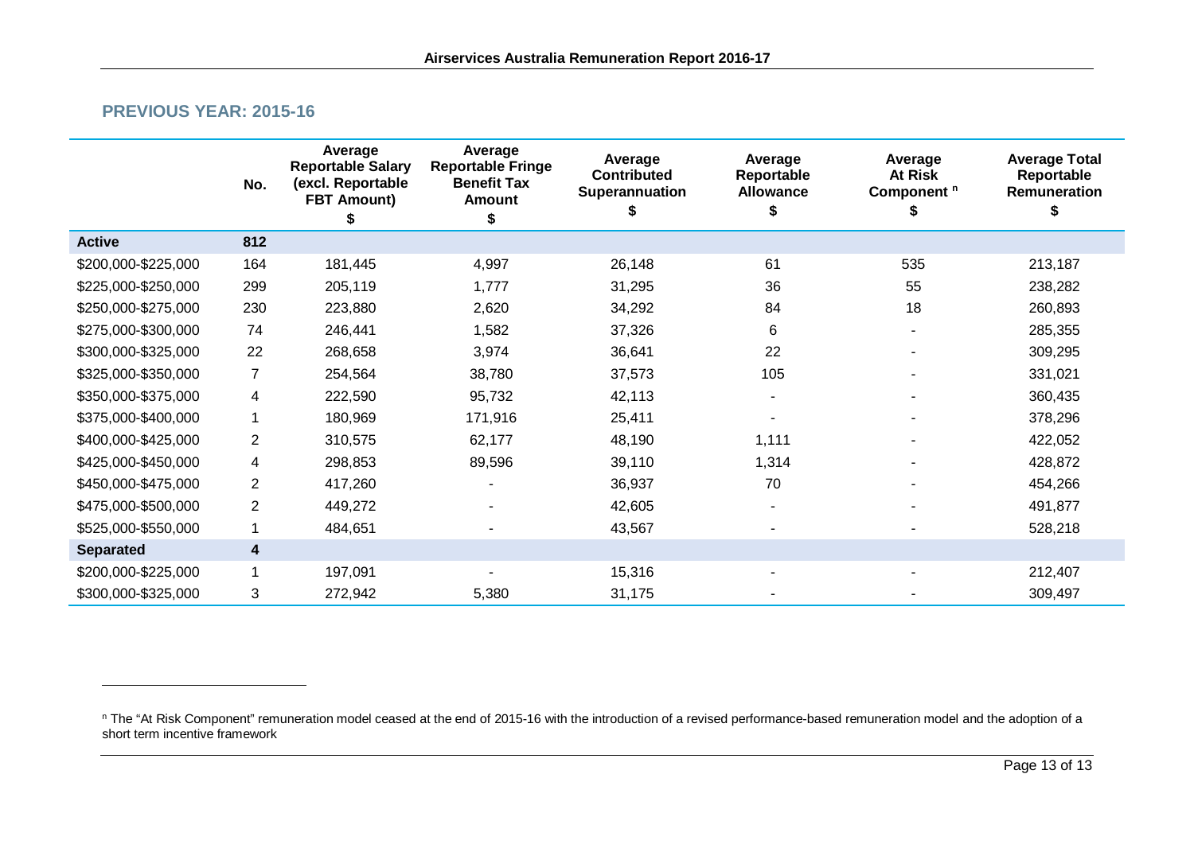## PREVIOUS YEAR: 2015-16

| | No. | Average Reportable Salary (excl. Reportable FBT Amount) $ | Average Reportable Fringe Benefit Tax Amount $ | Average Contributed Superannuation $ | Average Reportable Allowance $ | Average At Risk Component [n] $ | Average Total Reportable Remuneration $ |
|---|---|---|---|---|---|---|---|
| **Active** | **812** | | | | | | |
| $200,000-$225,000 | 164 | 181,445 | 4,997 | 26,148 | 61 | 535 | 213,187 |
| $225,000-$250,000 | 299 | 205,119 | 1,777 | 31,295 | 36 | 55 | 238,282 |
| $250,000-$275,000 | 230 | 223,880 | 2,620 | 34,292 | 84 | 18 | 260,893 |
| $275,000-$300,000 | 74 | 246,441 | 1,582 | 37,326 | 6 | - | 285,355 |
| $300,000-$325,000 | 22 | 268,658 | 3,974 | 36,641 | 22 | - | 309,295 |
| $325,000-$350,000 | 7 | 254,564 | 38,780 | 37,573 | 105 | - | 331,021 |
| $350,000-$375,000 | 4 | 222,590 | 95,732 | 42,113 | - | - | 360,435 |
| $375,000-$400,000 | 1 | 180,969 | 171,916 | 25,411 | - | - | 378,296 |
| $400,000-$425,000 | 2 | 310,575 | 62,177 | 48,190 | 1,111 | - | 422,052 |
| $425,000-$450,000 | 4 | 298,853 | 89,596 | 39,110 | 1,314 | - | 428,872 |
| $450,000-$475,000 | 2 | 417,260 | - | 36,937 | 70 | - | 454,266 |
| $475,000-$500,000 | 2 | 449,272 | - | 42,605 | - | - | 491,877 |
| $525,000-$550,000 | 1 | 484,651 | - | 43,567 | - | - | 528,218 |
| **Separated** | **4** | | | | | | |
| $200,000-$225,000 | 1 | 197,091 | - | 15,316 | - | - | 212,407 |
| $300,000-$325,000 | 3 | 272,942 | 5,380 | 31,175 | - | - | 309,497 |

[n] The "At Risk Component" remuneration model ceased at the end of 2015-16 with the introduction of a revised performance-based remuneration model and the adoption of a short term incentive framework